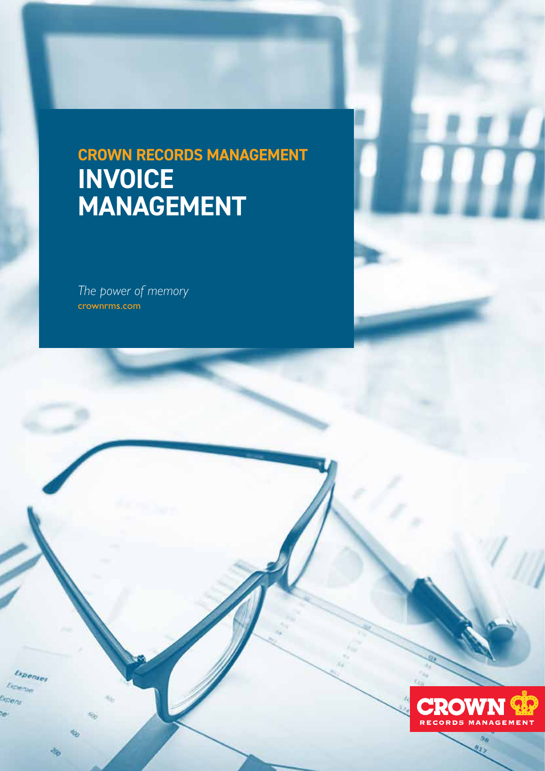# CROWN RECORDS MANAGEMENT INVOICE MANAGEMENT

*The power of memory*

crownrms.com

CROWN RECORDS MANAGEMENT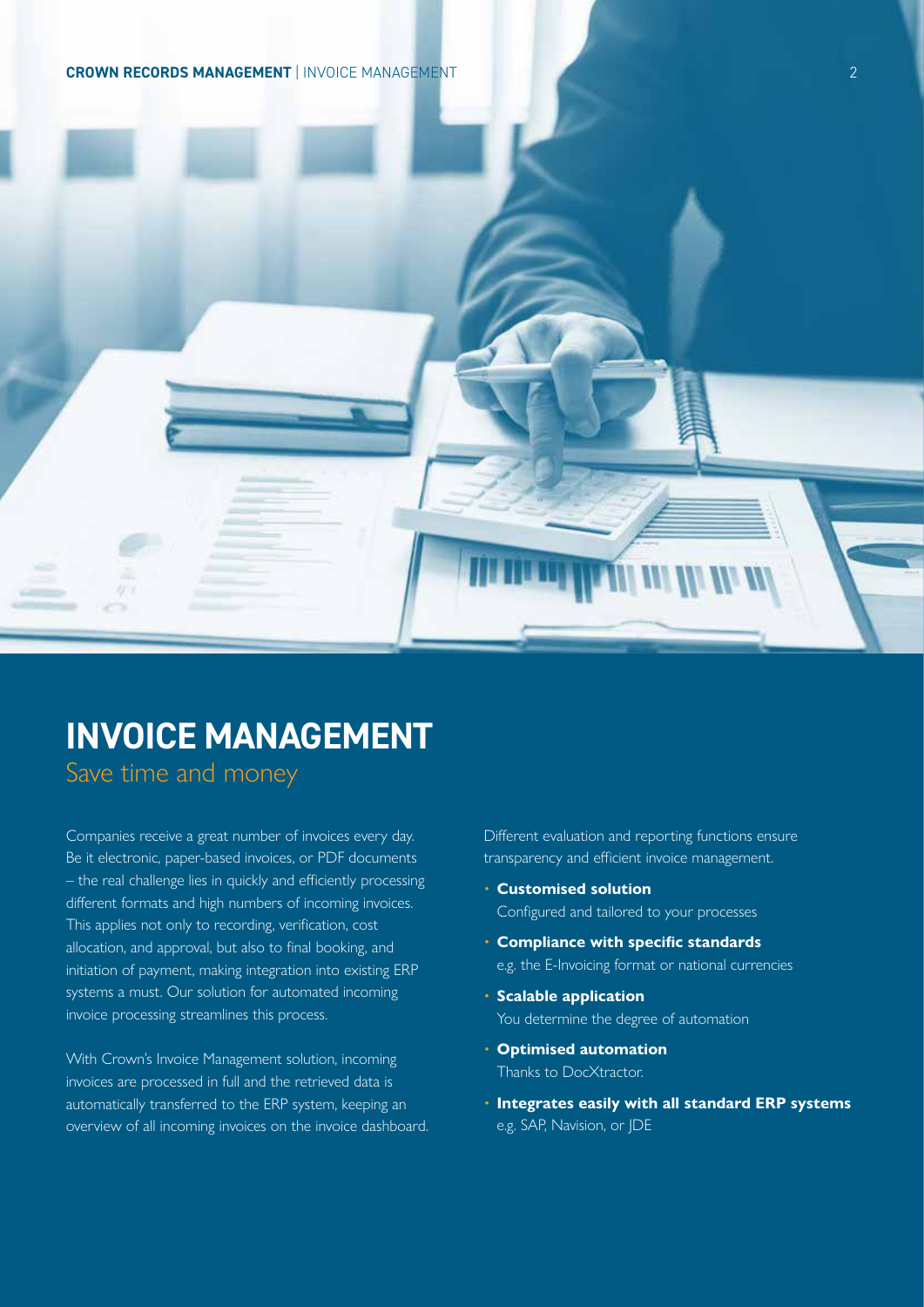# INVOICE MANAGEMENT

## Save time and money

Companies receive a great number of invoices every day. Be it electronic, paper-based invoices, or PDF documents – the real challenge lies in quickly and efficiently processing different formats and high numbers of incoming invoices. This applies not only to recording, verification, cost allocation, and approval, but also to final booking, and initiation of payment, making integration into existing ERP systems a must. Our solution for automated incoming invoice processing streamlines this process.

With Crown's Invoice Management solution, incoming invoices are processed in full and the retrieved data is automatically transferred to the ERP system, keeping an overview of all incoming invoices on the invoice dashboard.

Different evaluation and reporting functions ensure transparency and efficient invoice management.

- **Customised solution**
  Configured and tailored to your processes
- **Compliance with specific standards**
  e.g. the E-Invoicing format or national currencies
- **Scalable application**
  You determine the degree of automation
- **Optimised automation**
  Thanks to DocXtractor.
- **Integrates easily with all standard ERP systems**
  e.g. SAP, Navision, or JDE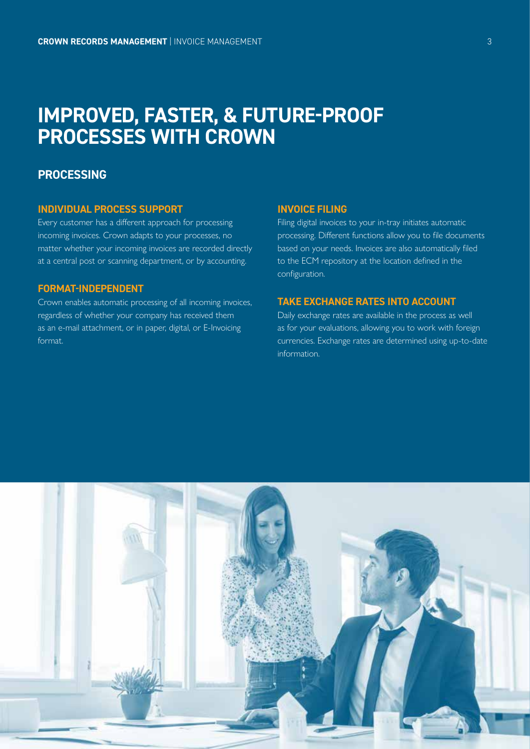# IMPROVED, FASTER, & FUTURE-PROOF PROCESSES WITH CROWN

## PROCESSING

### INDIVIDUAL PROCESS SUPPORT

Every customer has a different approach for processing incoming invoices. Crown adapts to your processes, no matter whether your incoming invoices are recorded directly at a central post or scanning department, or by accounting.

### FORMAT-INDEPENDENT

Crown enables automatic processing of all incoming invoices, regardless of whether your company has received them as an e-mail attachment, or in paper, digital, or E-Invoicing format.

### INVOICE FILING

Filing digital invoices to your in-tray initiates automatic processing. Different functions allow you to file documents based on your needs. Invoices are also automatically filed to the ECM repository at the location defined in the configuration.

### TAKE EXCHANGE RATES INTO ACCOUNT

Daily exchange rates are available in the process as well as for your evaluations, allowing you to work with foreign currencies. Exchange rates are determined using up-to-date information.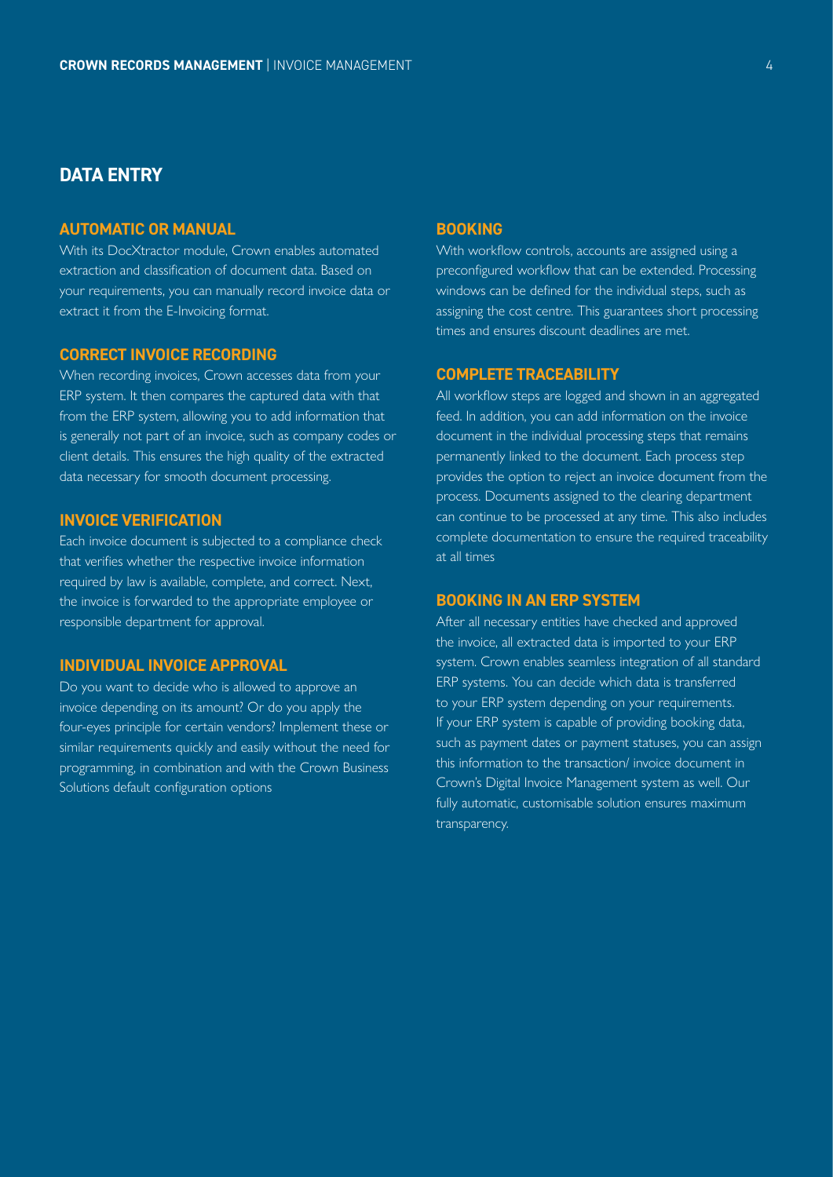## DATA ENTRY

### AUTOMATIC OR MANUAL

With its DocXtractor module, Crown enables automated extraction and classification of document data. Based on your requirements, you can manually record invoice data or extract it from the E-Invoicing format.

### CORRECT INVOICE RECORDING

When recording invoices, Crown accesses data from your ERP system. It then compares the captured data with that from the ERP system, allowing you to add information that is generally not part of an invoice, such as company codes or client details. This ensures the high quality of the extracted data necessary for smooth document processing.

### INVOICE VERIFICATION

Each invoice document is subjected to a compliance check that verifies whether the respective invoice information required by law is available, complete, and correct. Next, the invoice is forwarded to the appropriate employee or responsible department for approval.

### INDIVIDUAL INVOICE APPROVAL

Do you want to decide who is allowed to approve an invoice depending on its amount? Or do you apply the four-eyes principle for certain vendors? Implement these or similar requirements quickly and easily without the need for programming, in combination and with the Crown Business Solutions default configuration options

### BOOKING

With workflow controls, accounts are assigned using a preconfigured workflow that can be extended. Processing windows can be defined for the individual steps, such as assigning the cost centre. This guarantees short processing times and ensures discount deadlines are met.

### COMPLETE TRACEABILITY

All workflow steps are logged and shown in an aggregated feed. In addition, you can add information on the invoice document in the individual processing steps that remains permanently linked to the document. Each process step provides the option to reject an invoice document from the process. Documents assigned to the clearing department can continue to be processed at any time. This also includes complete documentation to ensure the required traceability at all times

### BOOKING IN AN ERP SYSTEM

After all necessary entities have checked and approved the invoice, all extracted data is imported to your ERP system. Crown enables seamless integration of all standard ERP systems. You can decide which data is transferred to your ERP system depending on your requirements. If your ERP system is capable of providing booking data, such as payment dates or payment statuses, you can assign this information to the transaction/ invoice document in Crown's Digital Invoice Management system as well. Our fully automatic, customisable solution ensures maximum transparency.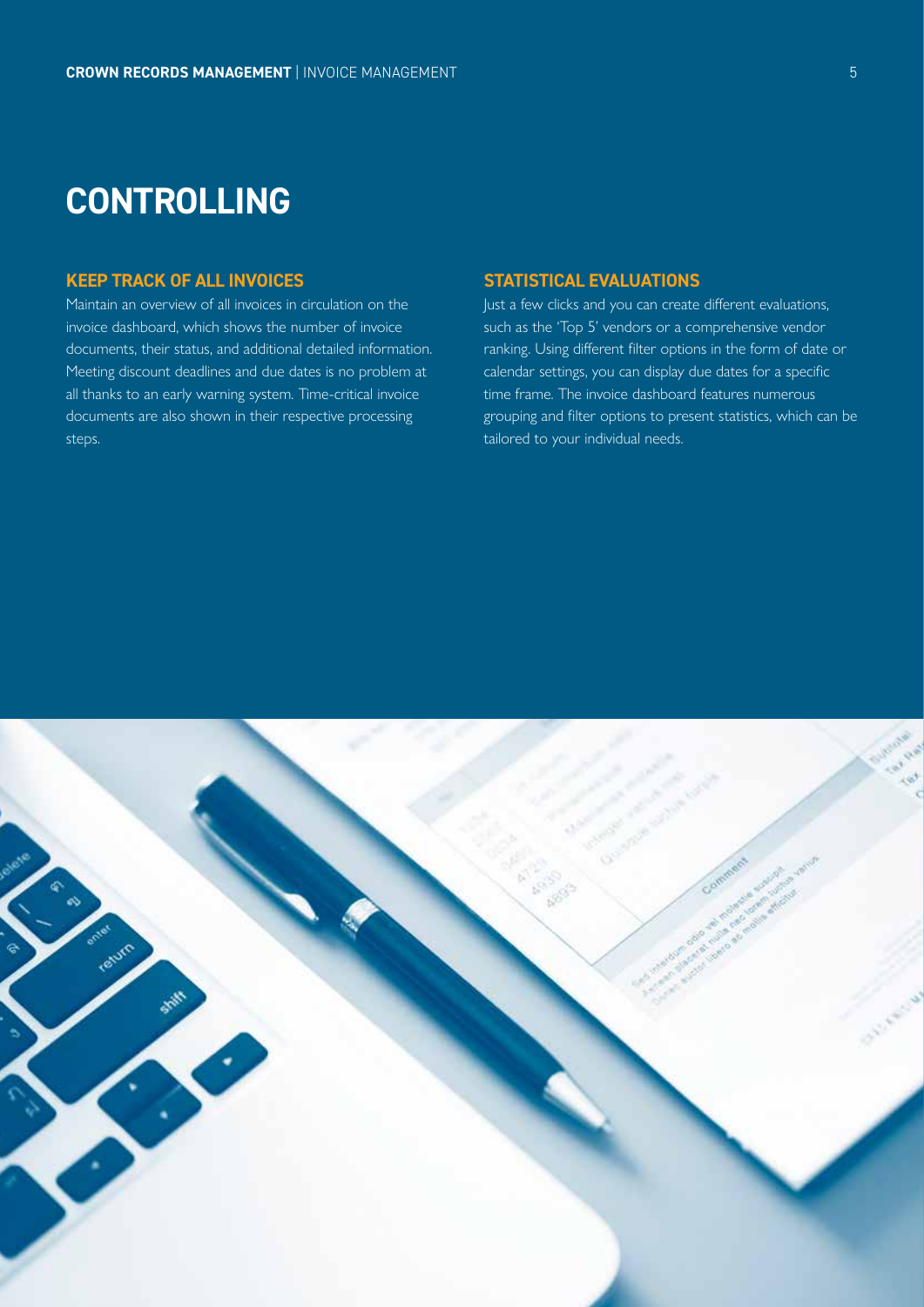# CONTROLLING

## KEEP TRACK OF ALL INVOICES

Maintain an overview of all invoices in circulation on the invoice dashboard, which shows the number of invoice documents, their status, and additional detailed information. Meeting discount deadlines and due dates is no problem at all thanks to an early warning system. Time-critical invoice documents are also shown in their respective processing steps.

## STATISTICAL EVALUATIONS

Just a few clicks and you can create different evaluations, such as the 'Top 5' vendors or a comprehensive vendor ranking. Using different filter options in the form of date or calendar settings, you can display due dates for a specific time frame. The invoice dashboard features numerous grouping and filter options to present statistics, which can be tailored to your individual needs.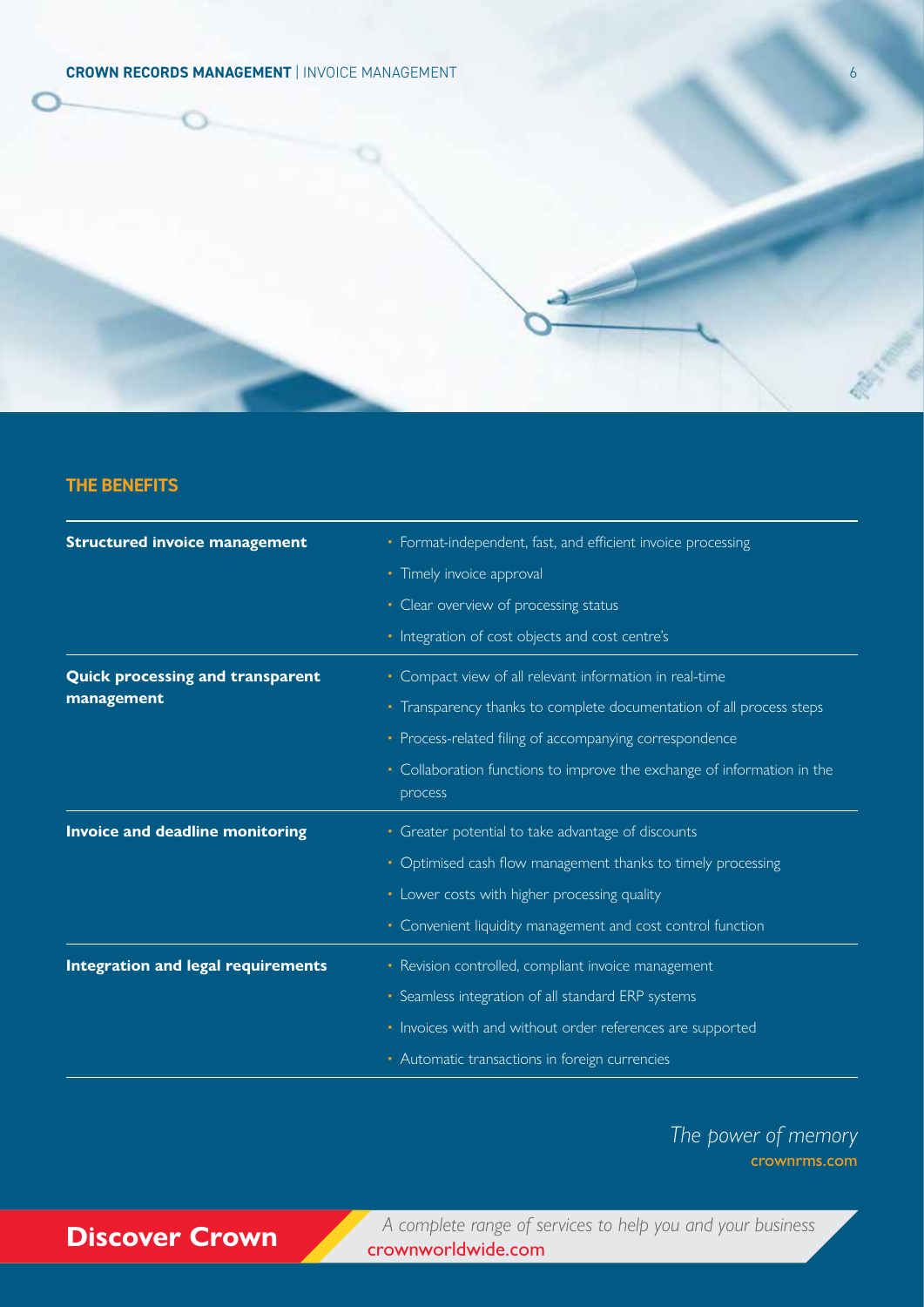## THE BENEFITS

| | |
|---|---|
| **Structured invoice management** | • Format-independent, fast, and efficient invoice processing<br>• Timely invoice approval<br>• Clear overview of processing status<br>• Integration of cost objects and cost centre's |
| **Quick processing and transparent management** | • Compact view of all relevant information in real-time<br>• Transparency thanks to complete documentation of all process steps<br>• Process-related filing of accompanying correspondence<br>• Collaboration functions to improve the exchange of information in the process |
| **Invoice and deadline monitoring** | • Greater potential to take advantage of discounts<br>• Optimised cash flow management thanks to timely processing<br>• Lower costs with higher processing quality<br>• Convenient liquidity management and cost control function |
| **Integration and legal requirements** | • Revision controlled, compliant invoice management<br>• Seamless integration of all standard ERP systems<br>• Invoices with and without order references are supported<br>• Automatic transactions in foreign currencies |

*The power of memory*
crownrms.com

**Discover Crown**

*A complete range of services to help you and your business*
crownworldwide.com